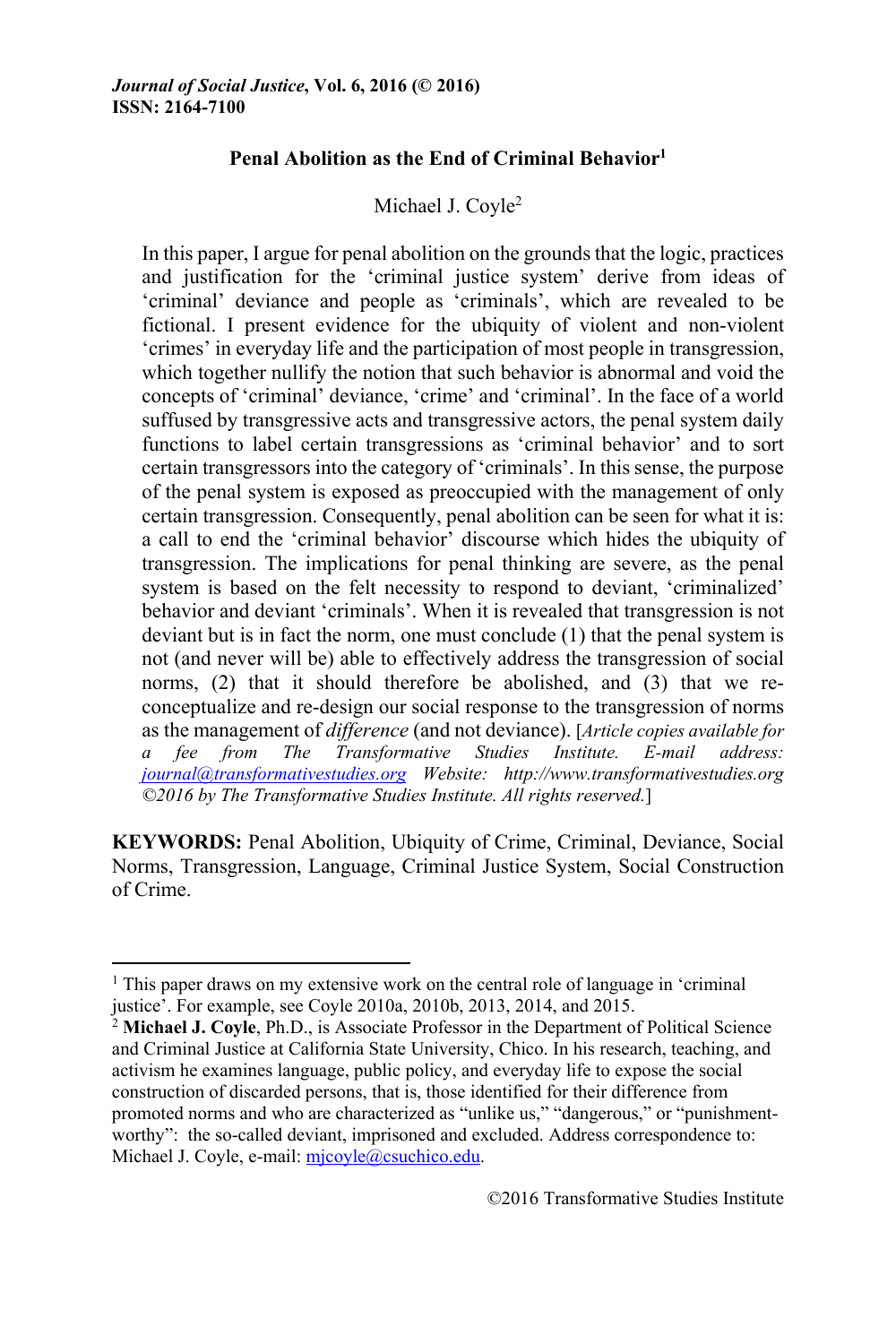*Journal of Social Justice*, **Vol. 6, 2016 (© 2016)**
**ISSN: 2164-7100**

# Penal Abolition as the End of Criminal Behavior[1]

Michael J. Coyle[2]

In this paper, I argue for penal abolition on the grounds that the logic, practices and justification for the 'criminal justice system' derive from ideas of 'criminal' deviance and people as 'criminals', which are revealed to be fictional. I present evidence for the ubiquity of violent and non-violent 'crimes' in everyday life and the participation of most people in transgression, which together nullify the notion that such behavior is abnormal and void the concepts of 'criminal' deviance, 'crime' and 'criminal'. In the face of a world suffused by transgressive acts and transgressive actors, the penal system daily functions to label certain transgressions as 'criminal behavior' and to sort certain transgressors into the category of 'criminals'. In this sense, the purpose of the penal system is exposed as preoccupied with the management of only certain transgression. Consequently, penal abolition can be seen for what it is: a call to end the 'criminal behavior' discourse which hides the ubiquity of transgression. The implications for penal thinking are severe, as the penal system is based on the felt necessity to respond to deviant, 'criminalized' behavior and deviant 'criminals'. When it is revealed that transgression is not deviant but is in fact the norm, one must conclude (1) that the penal system is not (and never will be) able to effectively address the transgression of social norms, (2) that it should therefore be abolished, and (3) that we re-conceptualize and re-design our social response to the transgression of norms as the management of *difference* (and not deviance). [*Article copies available for a fee from The Transformative Studies Institute. E-mail address: journal@transformativestudies.org Website: http://www.transformativestudies.org ©2016 by The Transformative Studies Institute. All rights reserved.*]

**KEYWORDS:** Penal Abolition, Ubiquity of Crime, Criminal, Deviance, Social Norms, Transgression, Language, Criminal Justice System, Social Construction of Crime.

---

[1] This paper draws on my extensive work on the central role of language in 'criminal justice'. For example, see Coyle 2010a, 2010b, 2013, 2014, and 2015.

[2] **Michael J. Coyle**, Ph.D., is Associate Professor in the Department of Political Science and Criminal Justice at California State University, Chico. In his research, teaching, and activism he examines language, public policy, and everyday life to expose the social construction of discarded persons, that is, those identified for their difference from promoted norms and who are characterized as "unlike us," "dangerous," or "punishment-worthy": the so-called deviant, imprisoned and excluded. Address correspondence to: Michael J. Coyle, e-mail: mjcoyle@csuchico.edu.

©2016 Transformative Studies Institute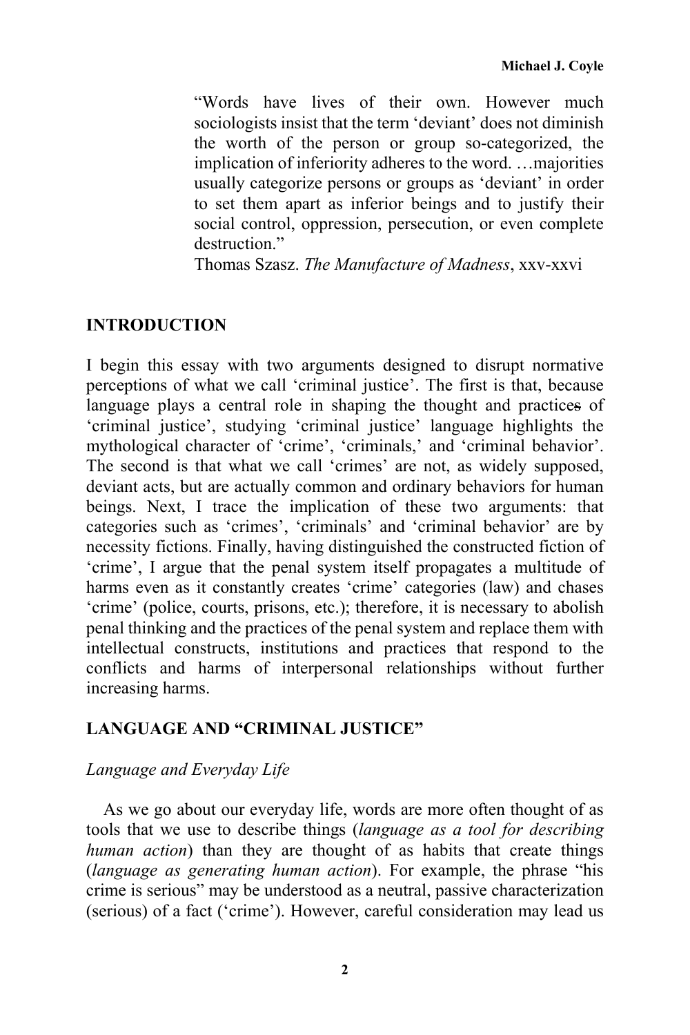> "Words have lives of their own. However much sociologists insist that the term 'deviant' does not diminish the worth of the person or group so-categorized, the implication of inferiority adheres to the word. …majorities usually categorize persons or groups as 'deviant' in order to set them apart as inferior beings and to justify their social control, oppression, persecution, or even complete destruction."
> Thomas Szasz. *The Manufacture of Madness*, xxv-xxvi

## INTRODUCTION

I begin this essay with two arguments designed to disrupt normative perceptions of what we call 'criminal justice'. The first is that, because language plays a central role in shaping the thought and practices of 'criminal justice', studying 'criminal justice' language highlights the mythological character of 'crime', 'criminals,' and 'criminal behavior'. The second is that what we call 'crimes' are not, as widely supposed, deviant acts, but are actually common and ordinary behaviors for human beings. Next, I trace the implication of these two arguments: that categories such as 'crimes', 'criminals' and 'criminal behavior' are by necessity fictions. Finally, having distinguished the constructed fiction of 'crime', I argue that the penal system itself propagates a multitude of harms even as it constantly creates 'crime' categories (law) and chases 'crime' (police, courts, prisons, etc.); therefore, it is necessary to abolish penal thinking and the practices of the penal system and replace them with intellectual constructs, institutions and practices that respond to the conflicts and harms of interpersonal relationships without further increasing harms.

## LANGUAGE AND "CRIMINAL JUSTICE"

### *Language and Everyday Life*

As we go about our everyday life, words are more often thought of as tools that we use to describe things (*language as a tool for describing human action*) than they are thought of as habits that create things (*language as generating human action*). For example, the phrase "his crime is serious" may be understood as a neutral, passive characterization (serious) of a fact ('crime'). However, careful consideration may lead us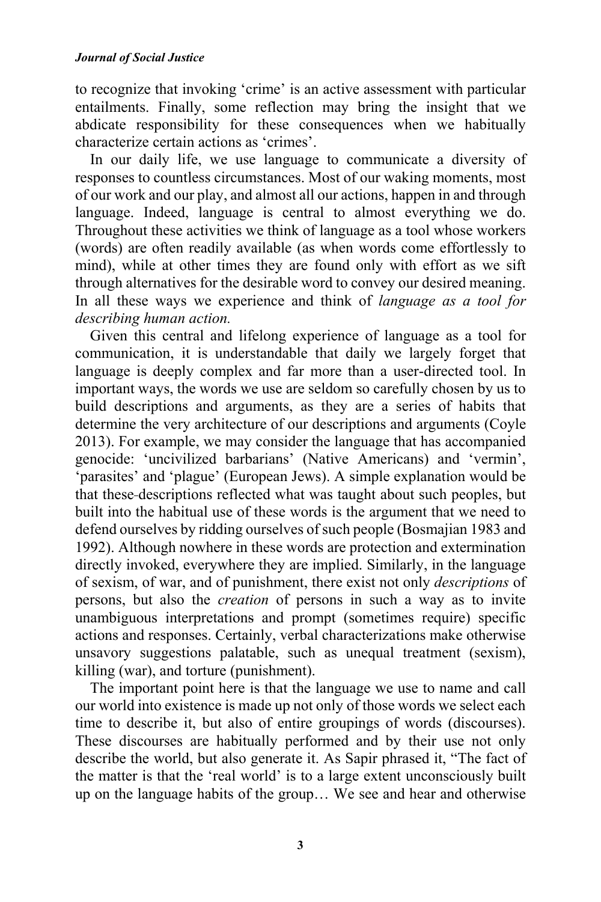to recognize that invoking 'crime' is an active assessment with particular entailments. Finally, some reflection may bring the insight that we abdicate responsibility for these consequences when we habitually characterize certain actions as 'crimes'.

In our daily life, we use language to communicate a diversity of responses to countless circumstances. Most of our waking moments, most of our work and our play, and almost all our actions, happen in and through language. Indeed, language is central to almost everything we do. Throughout these activities we think of language as a tool whose workers (words) are often readily available (as when words come effortlessly to mind), while at other times they are found only with effort as we sift through alternatives for the desirable word to convey our desired meaning. In all these ways we experience and think of *language as a tool for describing human action.*

Given this central and lifelong experience of language as a tool for communication, it is understandable that daily we largely forget that language is deeply complex and far more than a user-directed tool. In important ways, the words we use are seldom so carefully chosen by us to build descriptions and arguments, as they are a series of habits that determine the very architecture of our descriptions and arguments (Coyle 2013). For example, we may consider the language that has accompanied genocide: 'uncivilized barbarians' (Native Americans) and 'vermin', 'parasites' and 'plague' (European Jews). A simple explanation would be that these descriptions reflected what was taught about such peoples, but built into the habitual use of these words is the argument that we need to defend ourselves by ridding ourselves of such people (Bosmajian 1983 and 1992). Although nowhere in these words are protection and extermination directly invoked, everywhere they are implied. Similarly, in the language of sexism, of war, and of punishment, there exist not only *descriptions* of persons, but also the *creation* of persons in such a way as to invite unambiguous interpretations and prompt (sometimes require) specific actions and responses. Certainly, verbal characterizations make otherwise unsavory suggestions palatable, such as unequal treatment (sexism), killing (war), and torture (punishment).

The important point here is that the language we use to name and call our world into existence is made up not only of those words we select each time to describe it, but also of entire groupings of words (discourses). These discourses are habitually performed and by their use not only describe the world, but also generate it. As Sapir phrased it, "The fact of the matter is that the 'real world' is to a large extent unconsciously built up on the language habits of the group… We see and hear and otherwise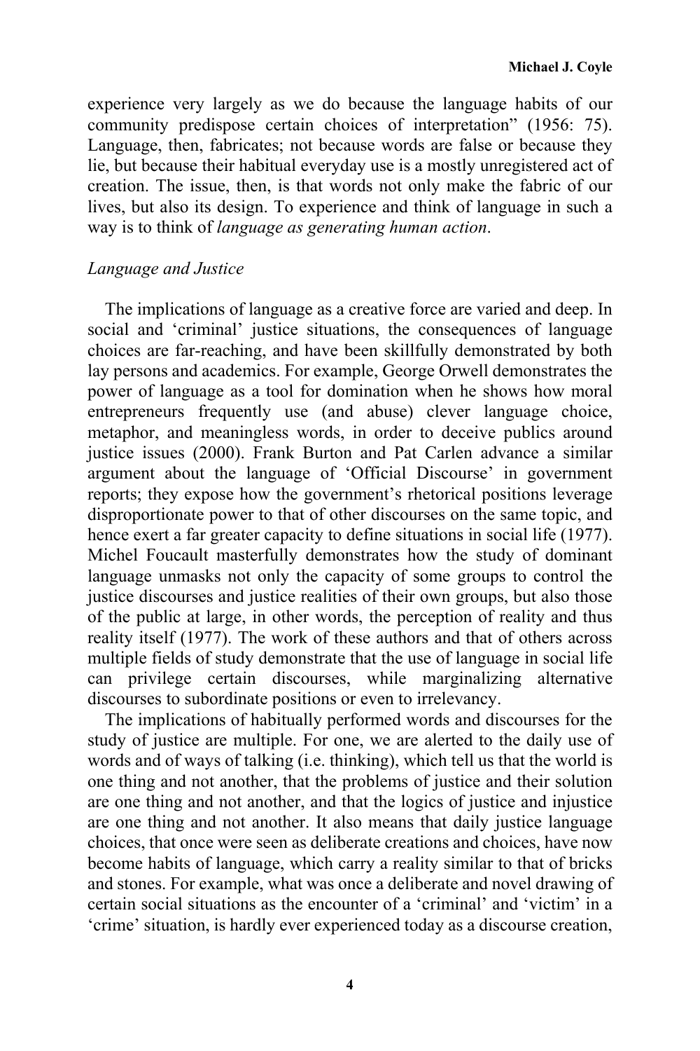experience very largely as we do because the language habits of our community predispose certain choices of interpretation" (1956: 75). Language, then, fabricates; not because words are false or because they lie, but because their habitual everyday use is a mostly unregistered act of creation. The issue, then, is that words not only make the fabric of our lives, but also its design. To experience and think of language in such a way is to think of *language as generating human action*.

*Language and Justice*

The implications of language as a creative force are varied and deep. In social and 'criminal' justice situations, the consequences of language choices are far-reaching, and have been skillfully demonstrated by both lay persons and academics. For example, George Orwell demonstrates the power of language as a tool for domination when he shows how moral entrepreneurs frequently use (and abuse) clever language choice, metaphor, and meaningless words, in order to deceive publics around justice issues (2000). Frank Burton and Pat Carlen advance a similar argument about the language of 'Official Discourse' in government reports; they expose how the government's rhetorical positions leverage disproportionate power to that of other discourses on the same topic, and hence exert a far greater capacity to define situations in social life (1977). Michel Foucault masterfully demonstrates how the study of dominant language unmasks not only the capacity of some groups to control the justice discourses and justice realities of their own groups, but also those of the public at large, in other words, the perception of reality and thus reality itself (1977). The work of these authors and that of others across multiple fields of study demonstrate that the use of language in social life can privilege certain discourses, while marginalizing alternative discourses to subordinate positions or even to irrelevancy.

The implications of habitually performed words and discourses for the study of justice are multiple. For one, we are alerted to the daily use of words and of ways of talking (i.e. thinking), which tell us that the world is one thing and not another, that the problems of justice and their solution are one thing and not another, and that the logics of justice and injustice are one thing and not another. It also means that daily justice language choices, that once were seen as deliberate creations and choices, have now become habits of language, which carry a reality similar to that of bricks and stones. For example, what was once a deliberate and novel drawing of certain social situations as the encounter of a 'criminal' and 'victim' in a 'crime' situation, is hardly ever experienced today as a discourse creation,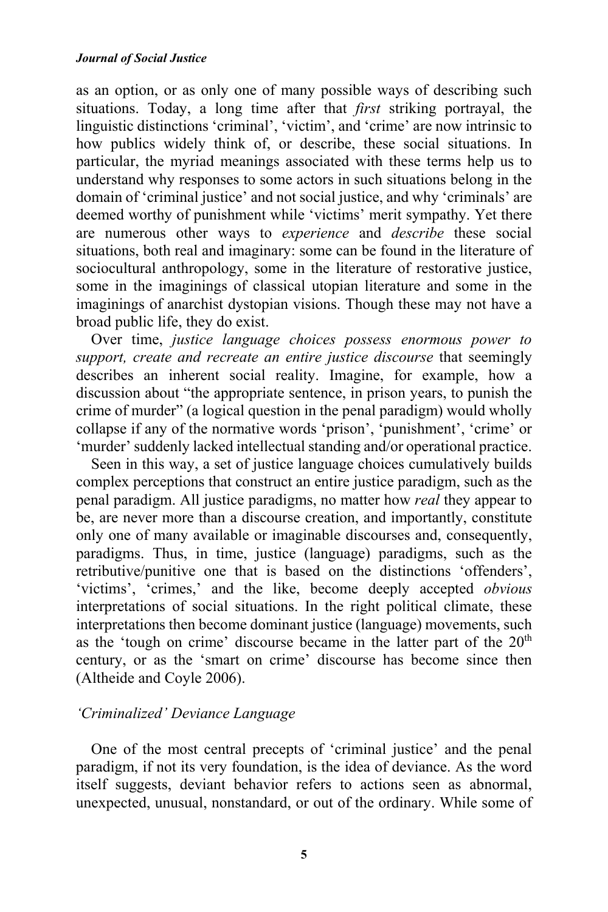as an option, or as only one of many possible ways of describing such situations. Today, a long time after that *first* striking portrayal, the linguistic distinctions 'criminal', 'victim', and 'crime' are now intrinsic to how publics widely think of, or describe, these social situations. In particular, the myriad meanings associated with these terms help us to understand why responses to some actors in such situations belong in the domain of 'criminal justice' and not social justice, and why 'criminals' are deemed worthy of punishment while 'victims' merit sympathy. Yet there are numerous other ways to *experience* and *describe* these social situations, both real and imaginary: some can be found in the literature of sociocultural anthropology, some in the literature of restorative justice, some in the imaginings of classical utopian literature and some in the imaginings of anarchist dystopian visions. Though these may not have a broad public life, they do exist.

Over time, *justice language choices possess enormous power to support, create and recreate an entire justice discourse* that seemingly describes an inherent social reality. Imagine, for example, how a discussion about "the appropriate sentence, in prison years, to punish the crime of murder" (a logical question in the penal paradigm) would wholly collapse if any of the normative words 'prison', 'punishment', 'crime' or 'murder' suddenly lacked intellectual standing and/or operational practice.

Seen in this way, a set of justice language choices cumulatively builds complex perceptions that construct an entire justice paradigm, such as the penal paradigm. All justice paradigms, no matter how *real* they appear to be, are never more than a discourse creation, and importantly, constitute only one of many available or imaginable discourses and, consequently, paradigms. Thus, in time, justice (language) paradigms, such as the retributive/punitive one that is based on the distinctions 'offenders', 'victims', 'crimes,' and the like, become deeply accepted *obvious* interpretations of social situations. In the right political climate, these interpretations then become dominant justice (language) movements, such as the 'tough on crime' discourse became in the latter part of the 20th century, or as the 'smart on crime' discourse has become since then (Altheide and Coyle 2006).

### *'Criminalized' Deviance Language*

One of the most central precepts of 'criminal justice' and the penal paradigm, if not its very foundation, is the idea of deviance. As the word itself suggests, deviant behavior refers to actions seen as abnormal, unexpected, unusual, nonstandard, or out of the ordinary. While some of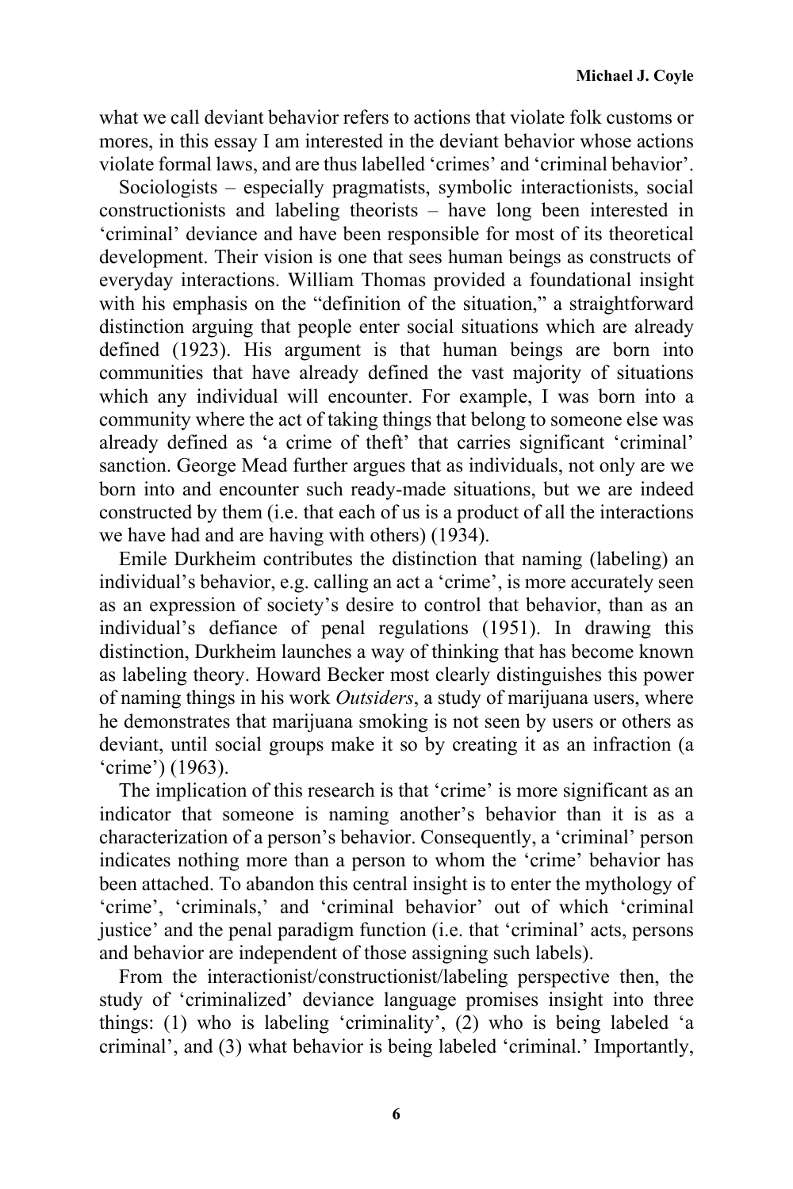what we call deviant behavior refers to actions that violate folk customs or mores, in this essay I am interested in the deviant behavior whose actions violate formal laws, and are thus labelled 'crimes' and 'criminal behavior'.

Sociologists – especially pragmatists, symbolic interactionists, social constructionists and labeling theorists – have long been interested in 'criminal' deviance and have been responsible for most of its theoretical development. Their vision is one that sees human beings as constructs of everyday interactions. William Thomas provided a foundational insight with his emphasis on the "definition of the situation," a straightforward distinction arguing that people enter social situations which are already defined (1923). His argument is that human beings are born into communities that have already defined the vast majority of situations which any individual will encounter. For example, I was born into a community where the act of taking things that belong to someone else was already defined as 'a crime of theft' that carries significant 'criminal' sanction. George Mead further argues that as individuals, not only are we born into and encounter such ready-made situations, but we are indeed constructed by them (i.e. that each of us is a product of all the interactions we have had and are having with others) (1934).

Emile Durkheim contributes the distinction that naming (labeling) an individual's behavior, e.g. calling an act a 'crime', is more accurately seen as an expression of society's desire to control that behavior, than as an individual's defiance of penal regulations (1951). In drawing this distinction, Durkheim launches a way of thinking that has become known as labeling theory. Howard Becker most clearly distinguishes this power of naming things in his work *Outsiders*, a study of marijuana users, where he demonstrates that marijuana smoking is not seen by users or others as deviant, until social groups make it so by creating it as an infraction (a 'crime') (1963).

The implication of this research is that 'crime' is more significant as an indicator that someone is naming another's behavior than it is as a characterization of a person's behavior. Consequently, a 'criminal' person indicates nothing more than a person to whom the 'crime' behavior has been attached. To abandon this central insight is to enter the mythology of 'crime', 'criminals,' and 'criminal behavior' out of which 'criminal justice' and the penal paradigm function (i.e. that 'criminal' acts, persons and behavior are independent of those assigning such labels).

From the interactionist/constructionist/labeling perspective then, the study of 'criminalized' deviance language promises insight into three things: (1) who is labeling 'criminality', (2) who is being labeled 'a criminal', and (3) what behavior is being labeled 'criminal.' Importantly,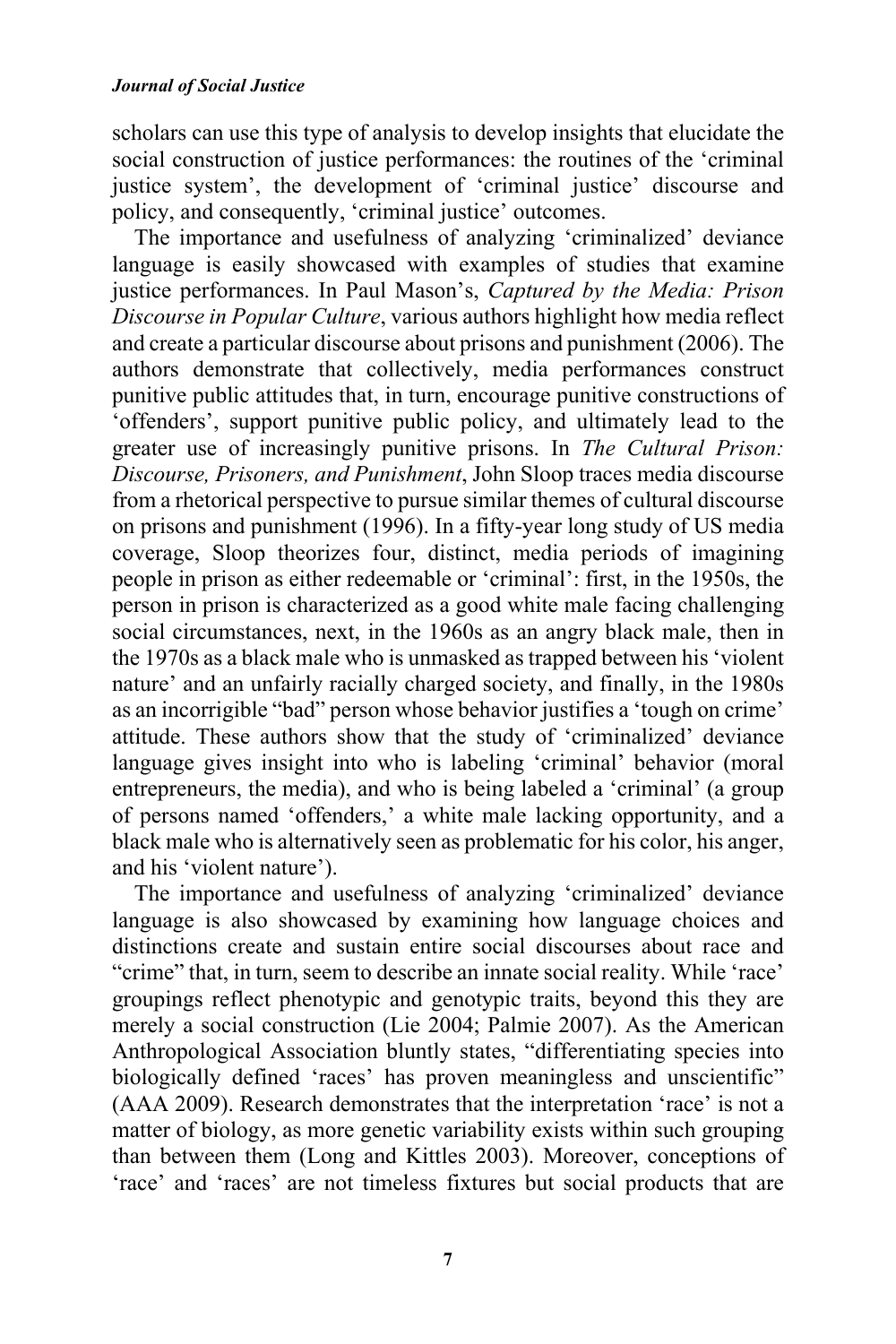scholars can use this type of analysis to develop insights that elucidate the social construction of justice performances: the routines of the 'criminal justice system', the development of 'criminal justice' discourse and policy, and consequently, 'criminal justice' outcomes.

The importance and usefulness of analyzing 'criminalized' deviance language is easily showcased with examples of studies that examine justice performances. In Paul Mason's, *Captured by the Media: Prison Discourse in Popular Culture*, various authors highlight how media reflect and create a particular discourse about prisons and punishment (2006). The authors demonstrate that collectively, media performances construct punitive public attitudes that, in turn, encourage punitive constructions of 'offenders', support punitive public policy, and ultimately lead to the greater use of increasingly punitive prisons. In *The Cultural Prison: Discourse, Prisoners, and Punishment*, John Sloop traces media discourse from a rhetorical perspective to pursue similar themes of cultural discourse on prisons and punishment (1996). In a fifty-year long study of US media coverage, Sloop theorizes four, distinct, media periods of imagining people in prison as either redeemable or 'criminal': first, in the 1950s, the person in prison is characterized as a good white male facing challenging social circumstances, next, in the 1960s as an angry black male, then in the 1970s as a black male who is unmasked as trapped between his 'violent nature' and an unfairly racially charged society, and finally, in the 1980s as an incorrigible "bad" person whose behavior justifies a 'tough on crime' attitude. These authors show that the study of 'criminalized' deviance language gives insight into who is labeling 'criminal' behavior (moral entrepreneurs, the media), and who is being labeled a 'criminal' (a group of persons named 'offenders,' a white male lacking opportunity, and a black male who is alternatively seen as problematic for his color, his anger, and his 'violent nature').

The importance and usefulness of analyzing 'criminalized' deviance language is also showcased by examining how language choices and distinctions create and sustain entire social discourses about race and "crime" that, in turn, seem to describe an innate social reality. While 'race' groupings reflect phenotypic and genotypic traits, beyond this they are merely a social construction (Lie 2004; Palmie 2007). As the American Anthropological Association bluntly states, "differentiating species into biologically defined 'races' has proven meaningless and unscientific" (AAA 2009). Research demonstrates that the interpretation 'race' is not a matter of biology, as more genetic variability exists within such grouping than between them (Long and Kittles 2003). Moreover, conceptions of 'race' and 'races' are not timeless fixtures but social products that are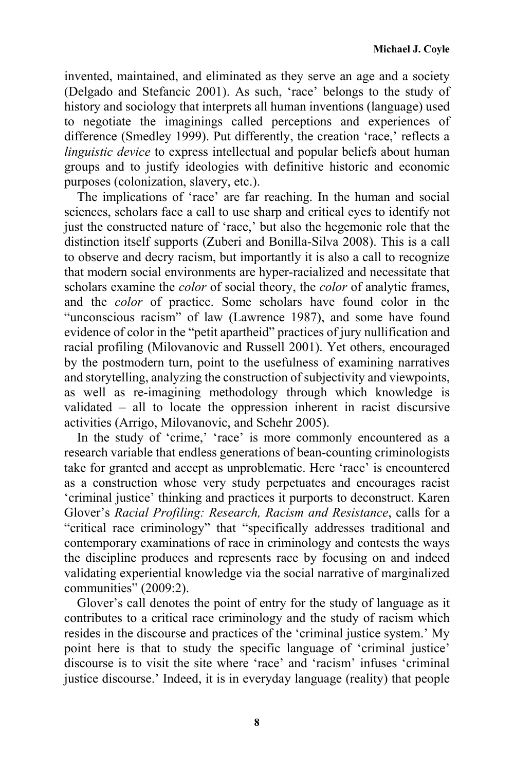invented, maintained, and eliminated as they serve an age and a society (Delgado and Stefancic 2001). As such, 'race' belongs to the study of history and sociology that interprets all human inventions (language) used to negotiate the imaginings called perceptions and experiences of difference (Smedley 1999). Put differently, the creation 'race,' reflects a *linguistic device* to express intellectual and popular beliefs about human groups and to justify ideologies with definitive historic and economic purposes (colonization, slavery, etc.).

The implications of 'race' are far reaching. In the human and social sciences, scholars face a call to use sharp and critical eyes to identify not just the constructed nature of 'race,' but also the hegemonic role that the distinction itself supports (Zuberi and Bonilla-Silva 2008). This is a call to observe and decry racism, but importantly it is also a call to recognize that modern social environments are hyper-racialized and necessitate that scholars examine the *color* of social theory, the *color* of analytic frames, and the *color* of practice. Some scholars have found color in the "unconscious racism" of law (Lawrence 1987), and some have found evidence of color in the "petit apartheid" practices of jury nullification and racial profiling (Milovanovic and Russell 2001). Yet others, encouraged by the postmodern turn, point to the usefulness of examining narratives and storytelling, analyzing the construction of subjectivity and viewpoints, as well as re-imagining methodology through which knowledge is validated – all to locate the oppression inherent in racist discursive activities (Arrigo, Milovanovic, and Schehr 2005).

In the study of 'crime,' 'race' is more commonly encountered as a research variable that endless generations of bean-counting criminologists take for granted and accept as unproblematic. Here 'race' is encountered as a construction whose very study perpetuates and encourages racist 'criminal justice' thinking and practices it purports to deconstruct. Karen Glover's *Racial Profiling: Research, Racism and Resistance*, calls for a "critical race criminology" that "specifically addresses traditional and contemporary examinations of race in criminology and contests the ways the discipline produces and represents race by focusing on and indeed validating experiential knowledge via the social narrative of marginalized communities" (2009:2).

Glover's call denotes the point of entry for the study of language as it contributes to a critical race criminology and the study of racism which resides in the discourse and practices of the 'criminal justice system.' My point here is that to study the specific language of 'criminal justice' discourse is to visit the site where 'race' and 'racism' infuses 'criminal justice discourse.' Indeed, it is in everyday language (reality) that people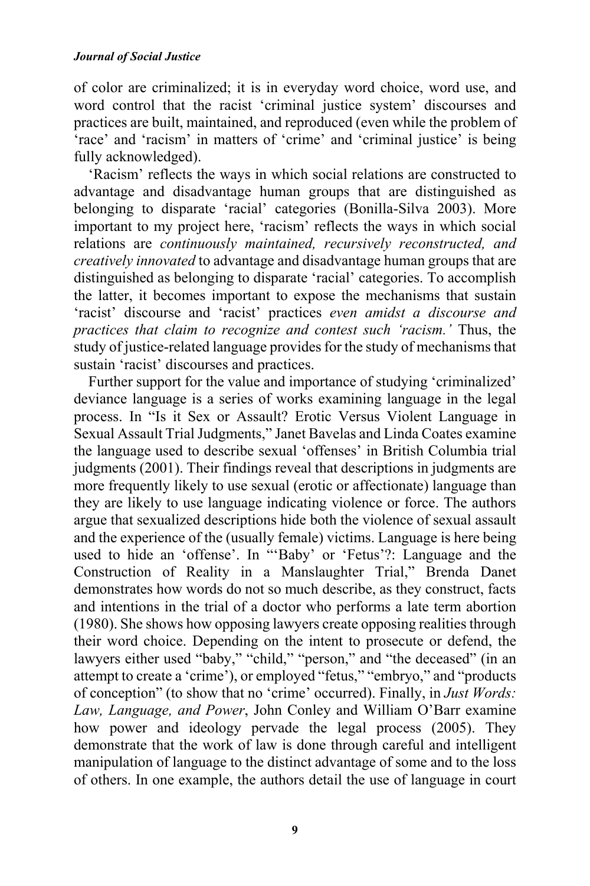of color are criminalized; it is in everyday word choice, word use, and word control that the racist 'criminal justice system' discourses and practices are built, maintained, and reproduced (even while the problem of 'race' and 'racism' in matters of 'crime' and 'criminal justice' is being fully acknowledged).

'Racism' reflects the ways in which social relations are constructed to advantage and disadvantage human groups that are distinguished as belonging to disparate 'racial' categories (Bonilla-Silva 2003). More important to my project here, 'racism' reflects the ways in which social relations are *continuously maintained, recursively reconstructed, and creatively innovated* to advantage and disadvantage human groups that are distinguished as belonging to disparate 'racial' categories. To accomplish the latter, it becomes important to expose the mechanisms that sustain 'racist' discourse and 'racist' practices *even amidst a discourse and practices that claim to recognize and contest such 'racism.'* Thus, the study of justice-related language provides for the study of mechanisms that sustain 'racist' discourses and practices.

Further support for the value and importance of studying 'criminalized' deviance language is a series of works examining language in the legal process. In "Is it Sex or Assault? Erotic Versus Violent Language in Sexual Assault Trial Judgments," Janet Bavelas and Linda Coates examine the language used to describe sexual 'offenses' in British Columbia trial judgments (2001). Their findings reveal that descriptions in judgments are more frequently likely to use sexual (erotic or affectionate) language than they are likely to use language indicating violence or force. The authors argue that sexualized descriptions hide both the violence of sexual assault and the experience of the (usually female) victims. Language is here being used to hide an 'offense'. In "'Baby' or 'Fetus'?: Language and the Construction of Reality in a Manslaughter Trial," Brenda Danet demonstrates how words do not so much describe, as they construct, facts and intentions in the trial of a doctor who performs a late term abortion (1980). She shows how opposing lawyers create opposing realities through their word choice. Depending on the intent to prosecute or defend, the lawyers either used "baby," "child," "person," and "the deceased" (in an attempt to create a 'crime'), or employed "fetus," "embryo," and "products of conception" (to show that no 'crime' occurred). Finally, in *Just Words: Law, Language, and Power*, John Conley and William O'Barr examine how power and ideology pervade the legal process (2005). They demonstrate that the work of law is done through careful and intelligent manipulation of language to the distinct advantage of some and to the loss of others. In one example, the authors detail the use of language in court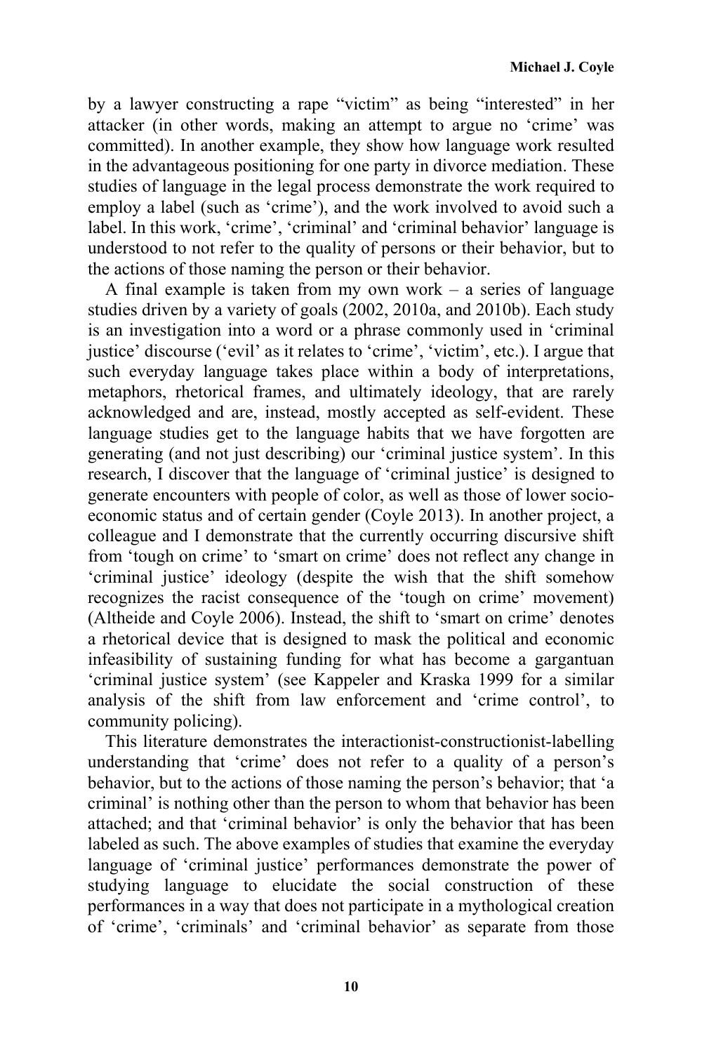by a lawyer constructing a rape "victim" as being "interested" in her attacker (in other words, making an attempt to argue no 'crime' was committed). In another example, they show how language work resulted in the advantageous positioning for one party in divorce mediation. These studies of language in the legal process demonstrate the work required to employ a label (such as 'crime'), and the work involved to avoid such a label. In this work, 'crime', 'criminal' and 'criminal behavior' language is understood to not refer to the quality of persons or their behavior, but to the actions of those naming the person or their behavior.

A final example is taken from my own work – a series of language studies driven by a variety of goals (2002, 2010a, and 2010b). Each study is an investigation into a word or a phrase commonly used in 'criminal justice' discourse ('evil' as it relates to 'crime', 'victim', etc.). I argue that such everyday language takes place within a body of interpretations, metaphors, rhetorical frames, and ultimately ideology, that are rarely acknowledged and are, instead, mostly accepted as self-evident. These language studies get to the language habits that we have forgotten are generating (and not just describing) our 'criminal justice system'. In this research, I discover that the language of 'criminal justice' is designed to generate encounters with people of color, as well as those of lower socio-economic status and of certain gender (Coyle 2013). In another project, a colleague and I demonstrate that the currently occurring discursive shift from 'tough on crime' to 'smart on crime' does not reflect any change in 'criminal justice' ideology (despite the wish that the shift somehow recognizes the racist consequence of the 'tough on crime' movement) (Altheide and Coyle 2006). Instead, the shift to 'smart on crime' denotes a rhetorical device that is designed to mask the political and economic infeasibility of sustaining funding for what has become a gargantuan 'criminal justice system' (see Kappeler and Kraska 1999 for a similar analysis of the shift from law enforcement and 'crime control', to community policing).

This literature demonstrates the interactionist-constructionist-labelling understanding that 'crime' does not refer to a quality of a person's behavior, but to the actions of those naming the person's behavior; that 'a criminal' is nothing other than the person to whom that behavior has been attached; and that 'criminal behavior' is only the behavior that has been labeled as such. The above examples of studies that examine the everyday language of 'criminal justice' performances demonstrate the power of studying language to elucidate the social construction of these performances in a way that does not participate in a mythological creation of 'crime', 'criminals' and 'criminal behavior' as separate from those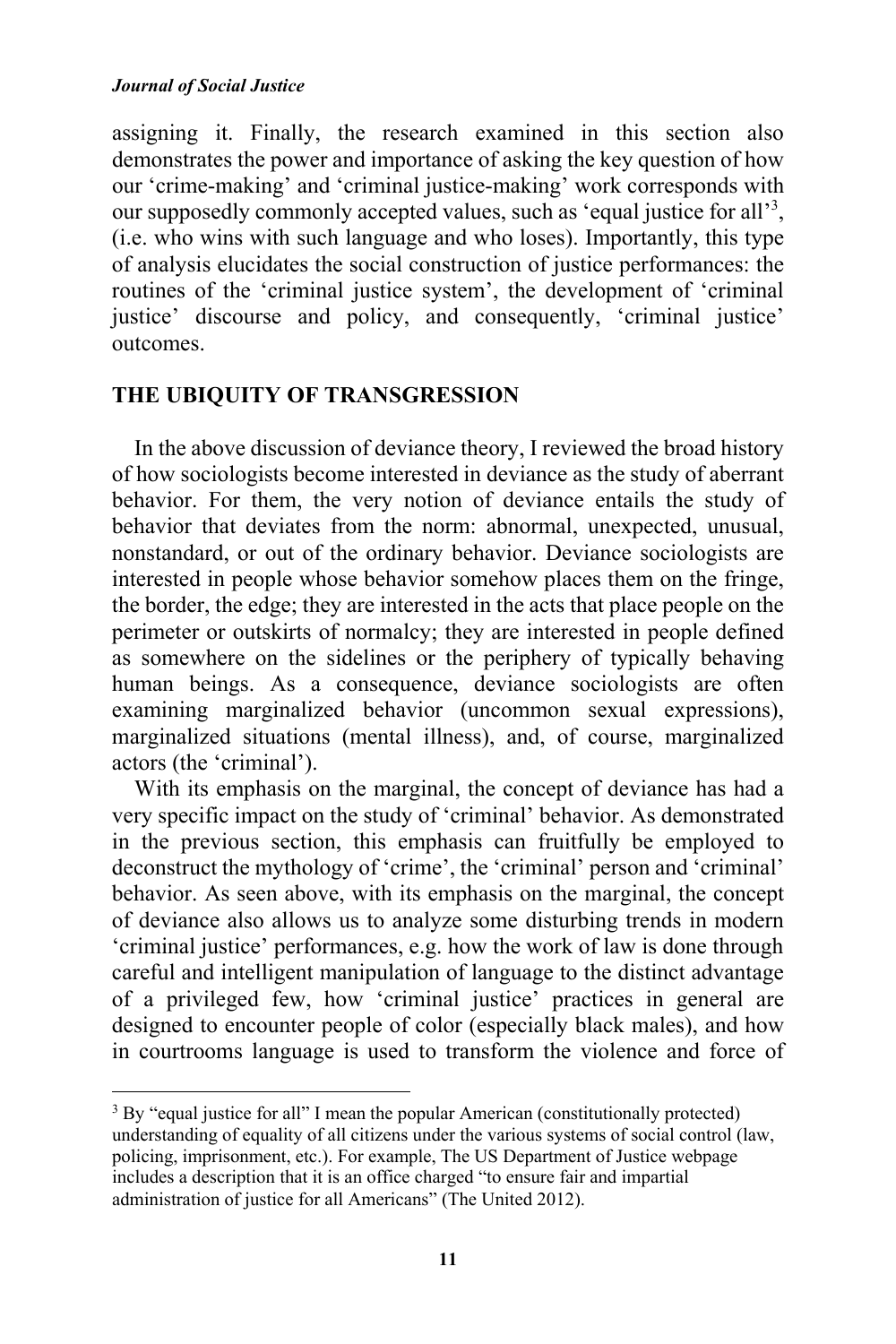assigning it. Finally, the research examined in this section also demonstrates the power and importance of asking the key question of how our 'crime-making' and 'criminal justice-making' work corresponds with our supposedly commonly accepted values, such as 'equal justice for all'[3], (i.e. who wins with such language and who loses). Importantly, this type of analysis elucidates the social construction of justice performances: the routines of the 'criminal justice system', the development of 'criminal justice' discourse and policy, and consequently, 'criminal justice' outcomes.

## THE UBIQUITY OF TRANSGRESSION

In the above discussion of deviance theory, I reviewed the broad history of how sociologists become interested in deviance as the study of aberrant behavior. For them, the very notion of deviance entails the study of behavior that deviates from the norm: abnormal, unexpected, unusual, nonstandard, or out of the ordinary behavior. Deviance sociologists are interested in people whose behavior somehow places them on the fringe, the border, the edge; they are interested in the acts that place people on the perimeter or outskirts of normalcy; they are interested in people defined as somewhere on the sidelines or the periphery of typically behaving human beings. As a consequence, deviance sociologists are often examining marginalized behavior (uncommon sexual expressions), marginalized situations (mental illness), and, of course, marginalized actors (the 'criminal').

With its emphasis on the marginal, the concept of deviance has had a very specific impact on the study of 'criminal' behavior. As demonstrated in the previous section, this emphasis can fruitfully be employed to deconstruct the mythology of 'crime', the 'criminal' person and 'criminal' behavior. As seen above, with its emphasis on the marginal, the concept of deviance also allows us to analyze some disturbing trends in modern 'criminal justice' performances, e.g. how the work of law is done through careful and intelligent manipulation of language to the distinct advantage of a privileged few, how 'criminal justice' practices in general are designed to encounter people of color (especially black males), and how in courtrooms language is used to transform the violence and force of

[3] By "equal justice for all" I mean the popular American (constitutionally protected) understanding of equality of all citizens under the various systems of social control (law, policing, imprisonment, etc.). For example, The US Department of Justice webpage includes a description that it is an office charged "to ensure fair and impartial administration of justice for all Americans" (The United 2012).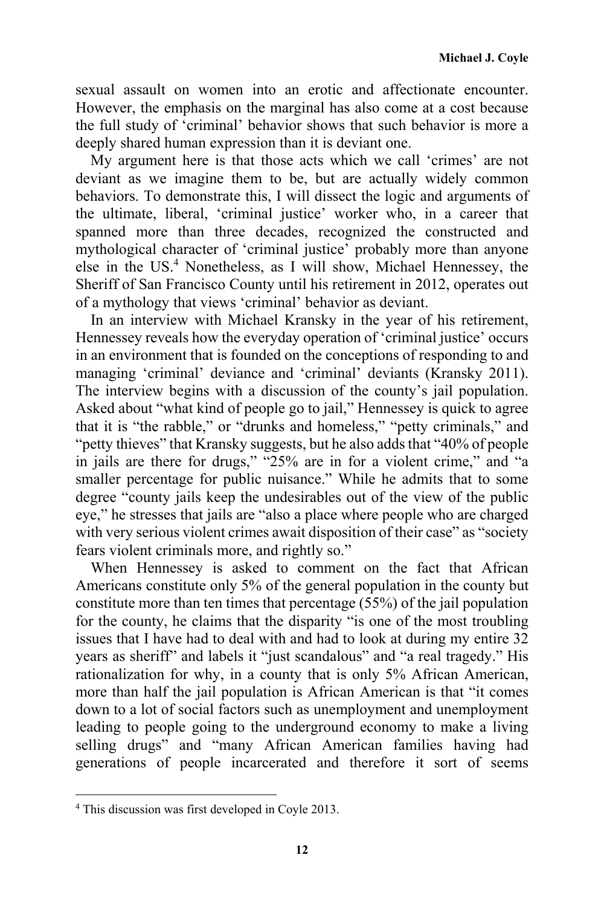sexual assault on women into an erotic and affectionate encounter. However, the emphasis on the marginal has also come at a cost because the full study of 'criminal' behavior shows that such behavior is more a deeply shared human expression than it is deviant one.

My argument here is that those acts which we call 'crimes' are not deviant as we imagine them to be, but are actually widely common behaviors. To demonstrate this, I will dissect the logic and arguments of the ultimate, liberal, 'criminal justice' worker who, in a career that spanned more than three decades, recognized the constructed and mythological character of 'criminal justice' probably more than anyone else in the US.[4] Nonetheless, as I will show, Michael Hennessey, the Sheriff of San Francisco County until his retirement in 2012, operates out of a mythology that views 'criminal' behavior as deviant.

In an interview with Michael Kransky in the year of his retirement, Hennessey reveals how the everyday operation of 'criminal justice' occurs in an environment that is founded on the conceptions of responding to and managing 'criminal' deviance and 'criminal' deviants (Kransky 2011). The interview begins with a discussion of the county's jail population. Asked about "what kind of people go to jail," Hennessey is quick to agree that it is "the rabble," or "drunks and homeless," "petty criminals," and "petty thieves" that Kransky suggests, but he also adds that "40% of people in jails are there for drugs," "25% are in for a violent crime," and "a smaller percentage for public nuisance." While he admits that to some degree "county jails keep the undesirables out of the view of the public eye," he stresses that jails are "also a place where people who are charged with very serious violent crimes await disposition of their case" as "society fears violent criminals more, and rightly so."

When Hennessey is asked to comment on the fact that African Americans constitute only 5% of the general population in the county but constitute more than ten times that percentage (55%) of the jail population for the county, he claims that the disparity "is one of the most troubling issues that I have had to deal with and had to look at during my entire 32 years as sheriff" and labels it "just scandalous" and "a real tragedy." His rationalization for why, in a county that is only 5% African American, more than half the jail population is African American is that "it comes down to a lot of social factors such as unemployment and unemployment leading to people going to the underground economy to make a living selling drugs" and "many African American families having had generations of people incarcerated and therefore it sort of seems

[4] This discussion was first developed in Coyle 2013.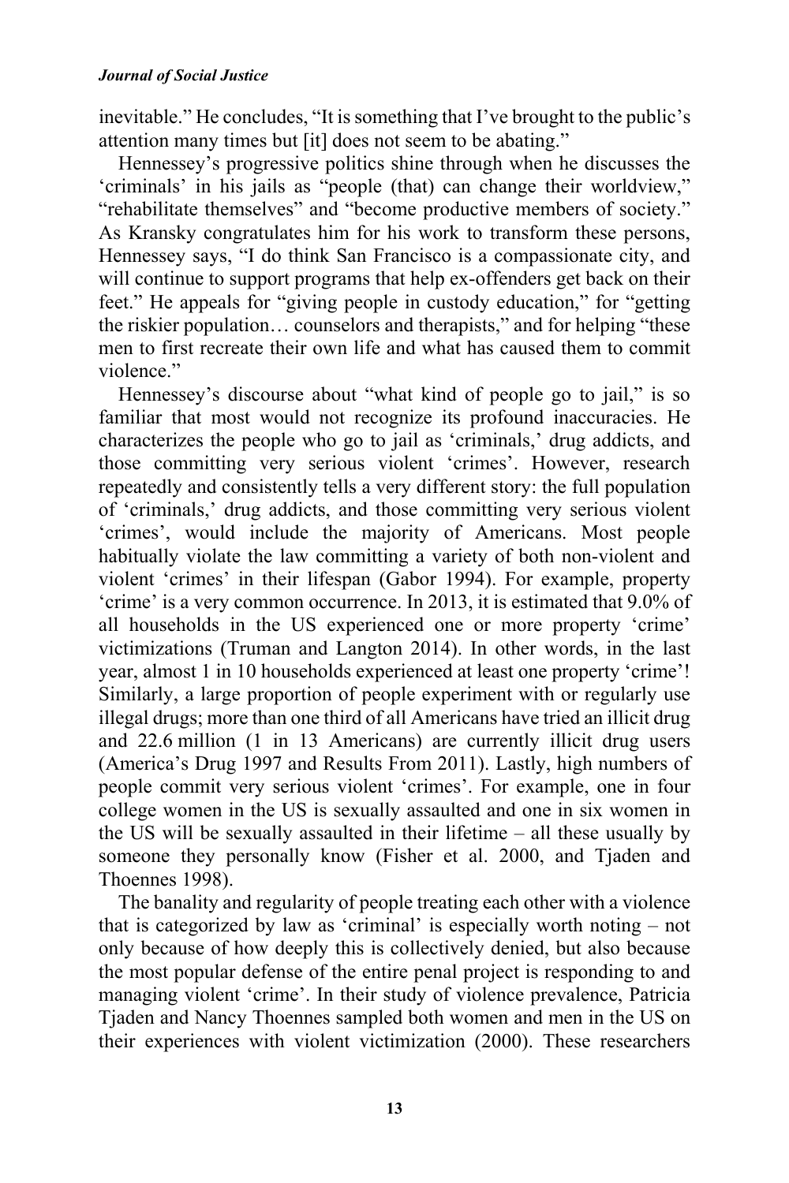inevitable." He concludes, "It is something that I've brought to the public's attention many times but [it] does not seem to be abating."

Hennessey's progressive politics shine through when he discusses the 'criminals' in his jails as "people (that) can change their worldview," "rehabilitate themselves" and "become productive members of society." As Kransky congratulates him for his work to transform these persons, Hennessey says, "I do think San Francisco is a compassionate city, and will continue to support programs that help ex-offenders get back on their feet." He appeals for "giving people in custody education," for "getting the riskier population… counselors and therapists," and for helping "these men to first recreate their own life and what has caused them to commit violence."

Hennessey's discourse about "what kind of people go to jail," is so familiar that most would not recognize its profound inaccuracies. He characterizes the people who go to jail as 'criminals,' drug addicts, and those committing very serious violent 'crimes'. However, research repeatedly and consistently tells a very different story: the full population of 'criminals,' drug addicts, and those committing very serious violent 'crimes', would include the majority of Americans. Most people habitually violate the law committing a variety of both non-violent and violent 'crimes' in their lifespan (Gabor 1994). For example, property 'crime' is a very common occurrence. In 2013, it is estimated that 9.0% of all households in the US experienced one or more property 'crime' victimizations (Truman and Langton 2014). In other words, in the last year, almost 1 in 10 households experienced at least one property 'crime'! Similarly, a large proportion of people experiment with or regularly use illegal drugs; more than one third of all Americans have tried an illicit drug and 22.6 million (1 in 13 Americans) are currently illicit drug users (America's Drug 1997 and Results From 2011). Lastly, high numbers of people commit very serious violent 'crimes'. For example, one in four college women in the US is sexually assaulted and one in six women in the US will be sexually assaulted in their lifetime – all these usually by someone they personally know (Fisher et al. 2000, and Tjaden and Thoennes 1998).

The banality and regularity of people treating each other with a violence that is categorized by law as 'criminal' is especially worth noting – not only because of how deeply this is collectively denied, but also because the most popular defense of the entire penal project is responding to and managing violent 'crime'. In their study of violence prevalence, Patricia Tjaden and Nancy Thoennes sampled both women and men in the US on their experiences with violent victimization (2000). These researchers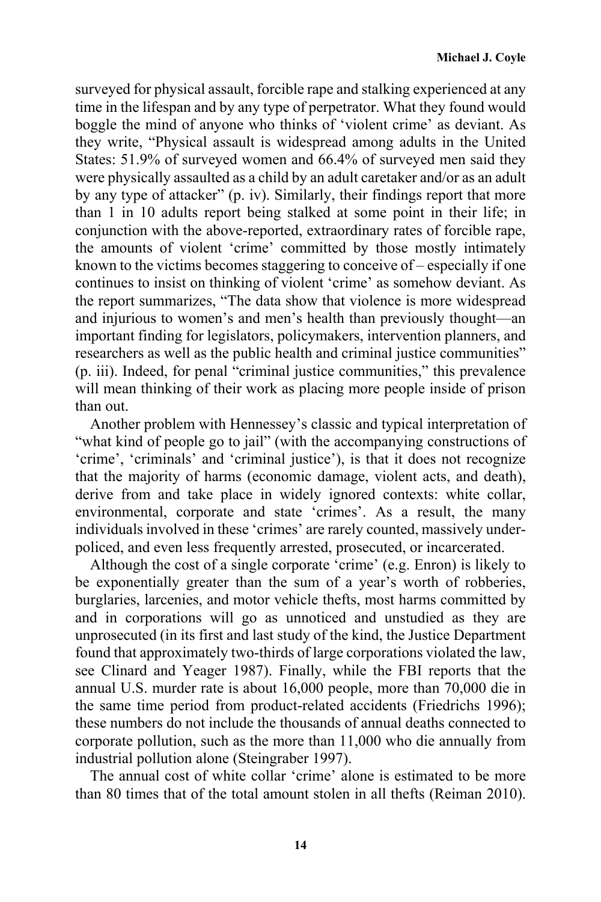surveyed for physical assault, forcible rape and stalking experienced at any time in the lifespan and by any type of perpetrator. What they found would boggle the mind of anyone who thinks of 'violent crime' as deviant. As they write, "Physical assault is widespread among adults in the United States: 51.9% of surveyed women and 66.4% of surveyed men said they were physically assaulted as a child by an adult caretaker and/or as an adult by any type of attacker" (p. iv). Similarly, their findings report that more than 1 in 10 adults report being stalked at some point in their life; in conjunction with the above-reported, extraordinary rates of forcible rape, the amounts of violent 'crime' committed by those mostly intimately known to the victims becomes staggering to conceive of – especially if one continues to insist on thinking of violent 'crime' as somehow deviant. As the report summarizes, "The data show that violence is more widespread and injurious to women's and men's health than previously thought—an important finding for legislators, policymakers, intervention planners, and researchers as well as the public health and criminal justice communities" (p. iii). Indeed, for penal "criminal justice communities," this prevalence will mean thinking of their work as placing more people inside of prison than out.

Another problem with Hennessey's classic and typical interpretation of "what kind of people go to jail" (with the accompanying constructions of 'crime', 'criminals' and 'criminal justice'), is that it does not recognize that the majority of harms (economic damage, violent acts, and death), derive from and take place in widely ignored contexts: white collar, environmental, corporate and state 'crimes'. As a result, the many individuals involved in these 'crimes' are rarely counted, massively under-policed, and even less frequently arrested, prosecuted, or incarcerated.

Although the cost of a single corporate 'crime' (e.g. Enron) is likely to be exponentially greater than the sum of a year's worth of robberies, burglaries, larcenies, and motor vehicle thefts, most harms committed by and in corporations will go as unnoticed and unstudied as they are unprosecuted (in its first and last study of the kind, the Justice Department found that approximately two-thirds of large corporations violated the law, see Clinard and Yeager 1987). Finally, while the FBI reports that the annual U.S. murder rate is about 16,000 people, more than 70,000 die in the same time period from product-related accidents (Friedrichs 1996); these numbers do not include the thousands of annual deaths connected to corporate pollution, such as the more than 11,000 who die annually from industrial pollution alone (Steingraber 1997).

The annual cost of white collar 'crime' alone is estimated to be more than 80 times that of the total amount stolen in all thefts (Reiman 2010).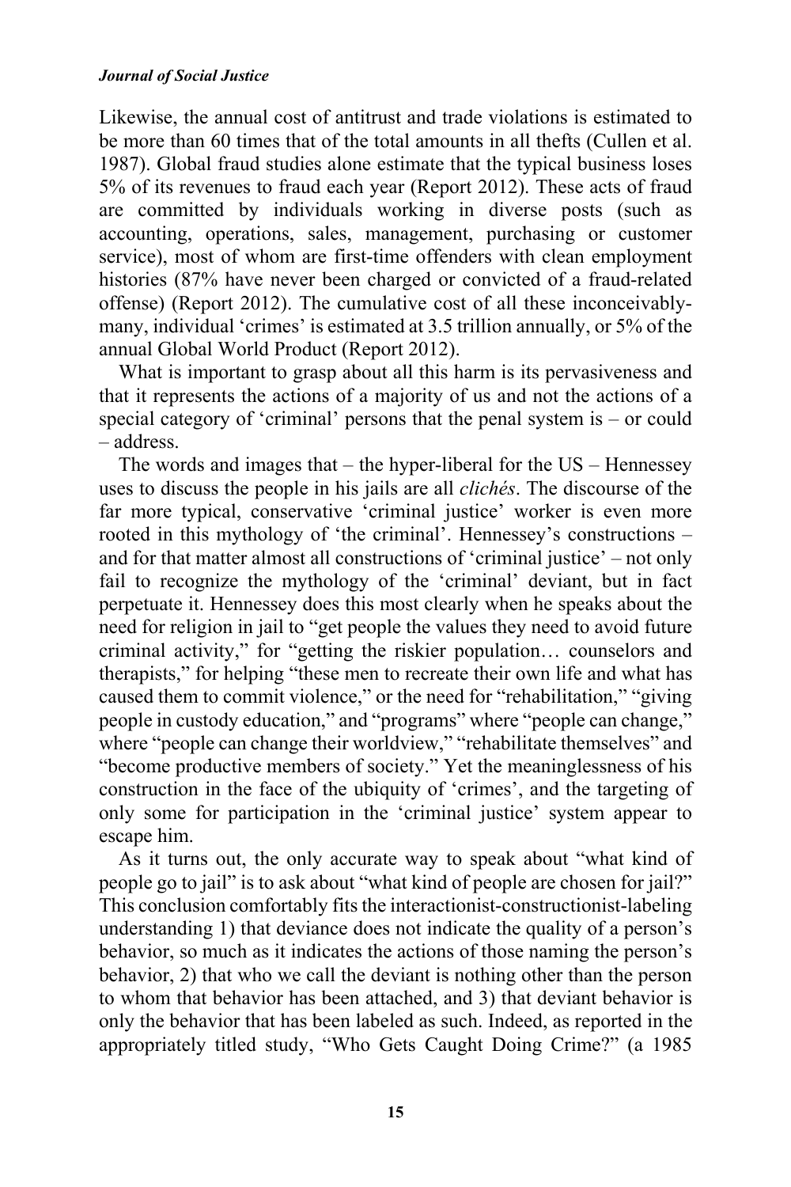Likewise, the annual cost of antitrust and trade violations is estimated to be more than 60 times that of the total amounts in all thefts (Cullen et al. 1987). Global fraud studies alone estimate that the typical business loses 5% of its revenues to fraud each year (Report 2012). These acts of fraud are committed by individuals working in diverse posts (such as accounting, operations, sales, management, purchasing or customer service), most of whom are first-time offenders with clean employment histories (87% have never been charged or convicted of a fraud-related offense) (Report 2012). The cumulative cost of all these inconceivably-many, individual 'crimes' is estimated at 3.5 trillion annually, or 5% of the annual Global World Product (Report 2012).

What is important to grasp about all this harm is its pervasiveness and that it represents the actions of a majority of us and not the actions of a special category of 'criminal' persons that the penal system is – or could – address.

The words and images that – the hyper-liberal for the US – Hennessey uses to discuss the people in his jails are all *clichés*. The discourse of the far more typical, conservative 'criminal justice' worker is even more rooted in this mythology of 'the criminal'. Hennessey's constructions – and for that matter almost all constructions of 'criminal justice' – not only fail to recognize the mythology of the 'criminal' deviant, but in fact perpetuate it. Hennessey does this most clearly when he speaks about the need for religion in jail to "get people the values they need to avoid future criminal activity," for "getting the riskier population… counselors and therapists," for helping "these men to recreate their own life and what has caused them to commit violence," or the need for "rehabilitation," "giving people in custody education," and "programs" where "people can change," where "people can change their worldview," "rehabilitate themselves" and "become productive members of society." Yet the meaninglessness of his construction in the face of the ubiquity of 'crimes', and the targeting of only some for participation in the 'criminal justice' system appear to escape him.

As it turns out, the only accurate way to speak about "what kind of people go to jail" is to ask about "what kind of people are chosen for jail?" This conclusion comfortably fits the interactionist-constructionist-labeling understanding 1) that deviance does not indicate the quality of a person's behavior, so much as it indicates the actions of those naming the person's behavior, 2) that who we call the deviant is nothing other than the person to whom that behavior has been attached, and 3) that deviant behavior is only the behavior that has been labeled as such. Indeed, as reported in the appropriately titled study, "Who Gets Caught Doing Crime?" (a 1985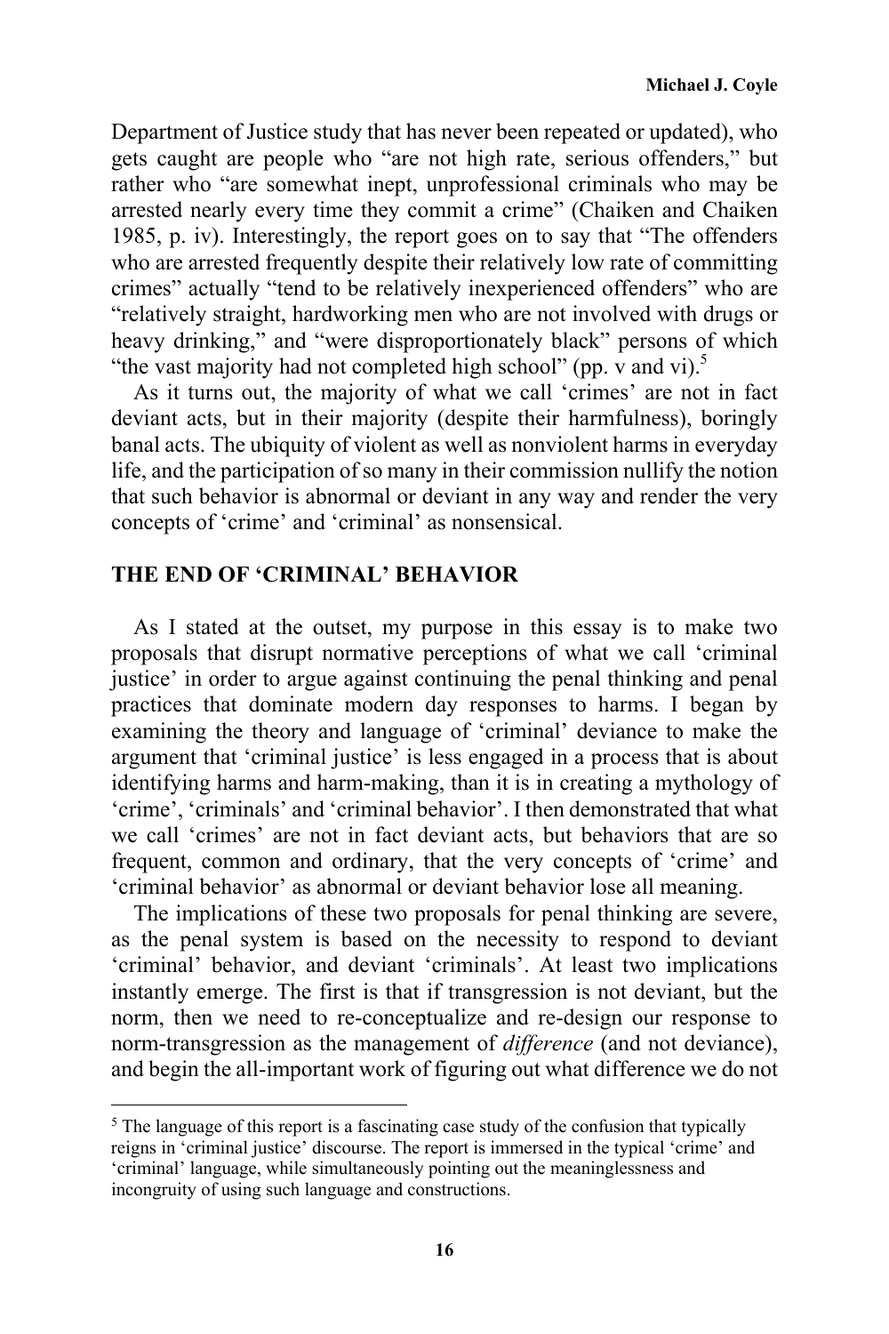Department of Justice study that has never been repeated or updated), who gets caught are people who "are not high rate, serious offenders," but rather who "are somewhat inept, unprofessional criminals who may be arrested nearly every time they commit a crime" (Chaiken and Chaiken 1985, p. iv). Interestingly, the report goes on to say that "The offenders who are arrested frequently despite their relatively low rate of committing crimes" actually "tend to be relatively inexperienced offenders" who are "relatively straight, hardworking men who are not involved with drugs or heavy drinking," and "were disproportionately black" persons of which "the vast majority had not completed high school" (pp. v and vi).[5]

As it turns out, the majority of what we call 'crimes' are not in fact deviant acts, but in their majority (despite their harmfulness), boringly banal acts. The ubiquity of violent as well as nonviolent harms in everyday life, and the participation of so many in their commission nullify the notion that such behavior is abnormal or deviant in any way and render the very concepts of 'crime' and 'criminal' as nonsensical.

## THE END OF 'CRIMINAL' BEHAVIOR

As I stated at the outset, my purpose in this essay is to make two proposals that disrupt normative perceptions of what we call 'criminal justice' in order to argue against continuing the penal thinking and penal practices that dominate modern day responses to harms. I began by examining the theory and language of 'criminal' deviance to make the argument that 'criminal justice' is less engaged in a process that is about identifying harms and harm-making, than it is in creating a mythology of 'crime', 'criminals' and 'criminal behavior'. I then demonstrated that what we call 'crimes' are not in fact deviant acts, but behaviors that are so frequent, common and ordinary, that the very concepts of 'crime' and 'criminal behavior' as abnormal or deviant behavior lose all meaning.

The implications of these two proposals for penal thinking are severe, as the penal system is based on the necessity to respond to deviant 'criminal' behavior, and deviant 'criminals'. At least two implications instantly emerge. The first is that if transgression is not deviant, but the norm, then we need to re-conceptualize and re-design our response to norm-transgression as the management of *difference* (and not deviance), and begin the all-important work of figuring out what difference we do not

[5] The language of this report is a fascinating case study of the confusion that typically reigns in 'criminal justice' discourse. The report is immersed in the typical 'crime' and 'criminal' language, while simultaneously pointing out the meaninglessness and incongruity of using such language and constructions.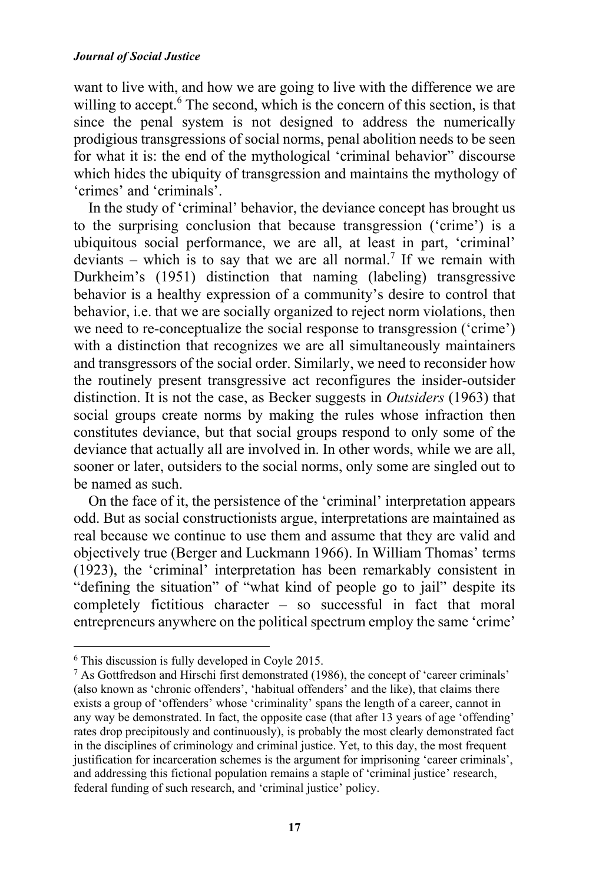want to live with, and how we are going to live with the difference we are willing to accept.[6] The second, which is the concern of this section, is that since the penal system is not designed to address the numerically prodigious transgressions of social norms, penal abolition needs to be seen for what it is: the end of the mythological 'criminal behavior" discourse which hides the ubiquity of transgression and maintains the mythology of 'crimes' and 'criminals'.

In the study of 'criminal' behavior, the deviance concept has brought us to the surprising conclusion that because transgression ('crime') is a ubiquitous social performance, we are all, at least in part, 'criminal' deviants – which is to say that we are all normal.[7] If we remain with Durkheim's (1951) distinction that naming (labeling) transgressive behavior is a healthy expression of a community's desire to control that behavior, i.e. that we are socially organized to reject norm violations, then we need to re-conceptualize the social response to transgression ('crime') with a distinction that recognizes we are all simultaneously maintainers and transgressors of the social order. Similarly, we need to reconsider how the routinely present transgressive act reconfigures the insider-outsider distinction. It is not the case, as Becker suggests in *Outsiders* (1963) that social groups create norms by making the rules whose infraction then constitutes deviance, but that social groups respond to only some of the deviance that actually all are involved in. In other words, while we are all, sooner or later, outsiders to the social norms, only some are singled out to be named as such.

On the face of it, the persistence of the 'criminal' interpretation appears odd. But as social constructionists argue, interpretations are maintained as real because we continue to use them and assume that they are valid and objectively true (Berger and Luckmann 1966). In William Thomas' terms (1923), the 'criminal' interpretation has been remarkably consistent in "defining the situation" of "what kind of people go to jail" despite its completely fictitious character – so successful in fact that moral entrepreneurs anywhere on the political spectrum employ the same 'crime'

---

[6] This discussion is fully developed in Coyle 2015.

[7] As Gottfredson and Hirschi first demonstrated (1986), the concept of 'career criminals' (also known as 'chronic offenders', 'habitual offenders' and the like), that claims there exists a group of 'offenders' whose 'criminality' spans the length of a career, cannot in any way be demonstrated. In fact, the opposite case (that after 13 years of age 'offending' rates drop precipitously and continuously), is probably the most clearly demonstrated fact in the disciplines of criminology and criminal justice. Yet, to this day, the most frequent justification for incarceration schemes is the argument for imprisoning 'career criminals', and addressing this fictional population remains a staple of 'criminal justice' research, federal funding of such research, and 'criminal justice' policy.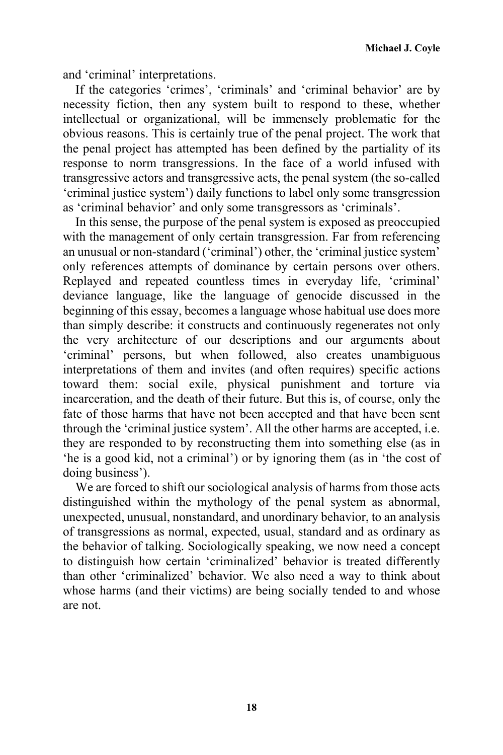and ‘criminal’ interpretations.

If the categories ‘crimes’, ‘criminals’ and ‘criminal behavior’ are by necessity fiction, then any system built to respond to these, whether intellectual or organizational, will be immensely problematic for the obvious reasons. This is certainly true of the penal project. The work that the penal project has attempted has been defined by the partiality of its response to norm transgressions. In the face of a world infused with transgressive actors and transgressive acts, the penal system (the so-called ‘criminal justice system’) daily functions to label only some transgression as ‘criminal behavior’ and only some transgressors as ‘criminals’.

In this sense, the purpose of the penal system is exposed as preoccupied with the management of only certain transgression. Far from referencing an unusual or non-standard (‘criminal’) other, the ‘criminal justice system’ only references attempts of dominance by certain persons over others. Replayed and repeated countless times in everyday life, ‘criminal’ deviance language, like the language of genocide discussed in the beginning of this essay, becomes a language whose habitual use does more than simply describe: it constructs and continuously regenerates not only the very architecture of our descriptions and our arguments about ‘criminal’ persons, but when followed, also creates unambiguous interpretations of them and invites (and often requires) specific actions toward them: social exile, physical punishment and torture via incarceration, and the death of their future. But this is, of course, only the fate of those harms that have not been accepted and that have been sent through the ‘criminal justice system’. All the other harms are accepted, i.e. they are responded to by reconstructing them into something else (as in ‘he is a good kid, not a criminal’) or by ignoring them (as in ‘the cost of doing business’).

We are forced to shift our sociological analysis of harms from those acts distinguished within the mythology of the penal system as abnormal, unexpected, unusual, nonstandard, and unordinary behavior, to an analysis of transgressions as normal, expected, usual, standard and as ordinary as the behavior of talking. Sociologically speaking, we now need a concept to distinguish how certain ‘criminalized’ behavior is treated differently than other ‘criminalized’ behavior. We also need a way to think about whose harms (and their victims) are being socially tended to and whose are not.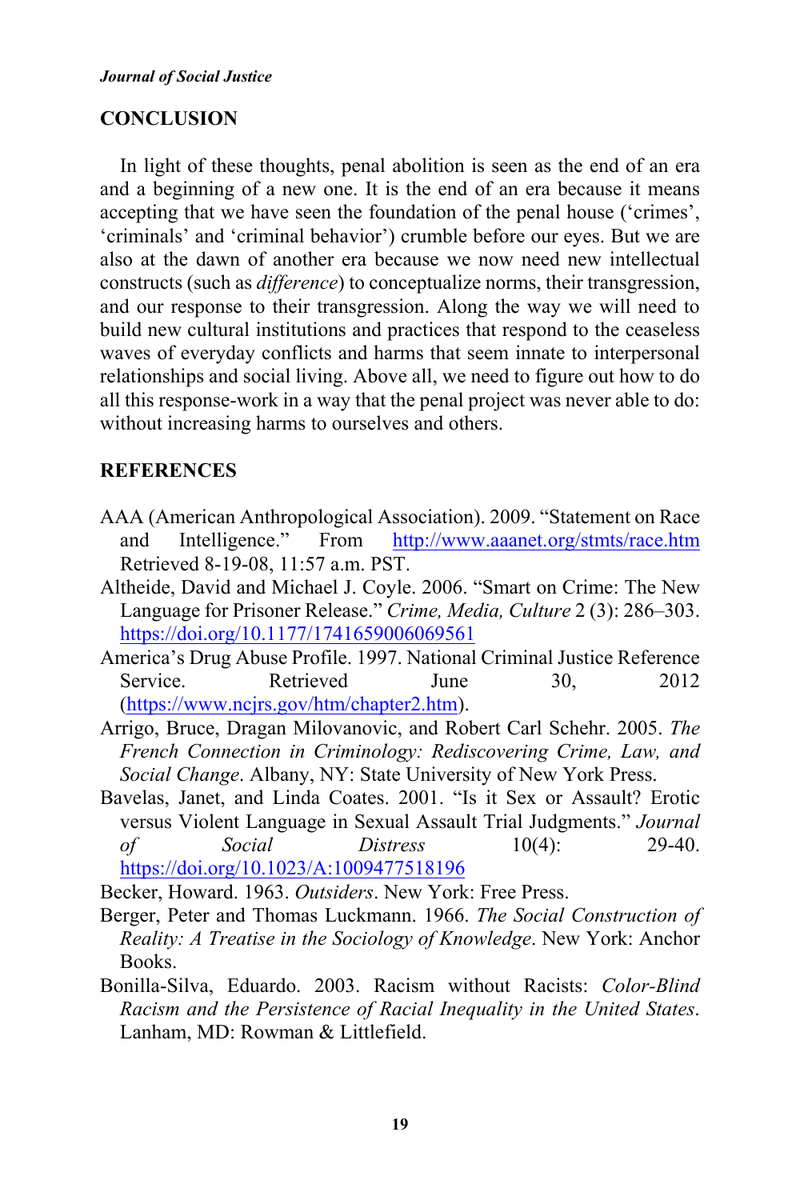## CONCLUSION

In light of these thoughts, penal abolition is seen as the end of an era and a beginning of a new one. It is the end of an era because it means accepting that we have seen the foundation of the penal house ('crimes', 'criminals' and 'criminal behavior') crumble before our eyes. But we are also at the dawn of another era because we now need new intellectual constructs (such as *difference*) to conceptualize norms, their transgression, and our response to their transgression. Along the way we will need to build new cultural institutions and practices that respond to the ceaseless waves of everyday conflicts and harms that seem innate to interpersonal relationships and social living. Above all, we need to figure out how to do all this response-work in a way that the penal project was never able to do: without increasing harms to ourselves and others.

## REFERENCES

AAA (American Anthropological Association). 2009. "Statement on Race and Intelligence." From http://www.aaanet.org/stmts/race.htm Retrieved 8-19-08, 11:57 a.m. PST.

Altheide, David and Michael J. Coyle. 2006. "Smart on Crime: The New Language for Prisoner Release." *Crime, Media, Culture* 2 (3): 286–303. https://doi.org/10.1177/1741659006069561

America's Drug Abuse Profile. 1997. National Criminal Justice Reference Service. Retrieved June 30, 2012 (https://www.ncjrs.gov/htm/chapter2.htm).

Arrigo, Bruce, Dragan Milovanovic, and Robert Carl Schehr. 2005. *The French Connection in Criminology: Rediscovering Crime, Law, and Social Change*. Albany, NY: State University of New York Press.

Bavelas, Janet, and Linda Coates. 2001. "Is it Sex or Assault? Erotic versus Violent Language in Sexual Assault Trial Judgments." *Journal of Social Distress* 10(4): 29-40. https://doi.org/10.1023/A:1009477518196

Becker, Howard. 1963. *Outsiders*. New York: Free Press.

Berger, Peter and Thomas Luckmann. 1966. *The Social Construction of Reality: A Treatise in the Sociology of Knowledge*. New York: Anchor Books.

Bonilla-Silva, Eduardo. 2003. Racism without Racists: *Color-Blind Racism and the Persistence of Racial Inequality in the United States*. Lanham, MD: Rowman & Littlefield.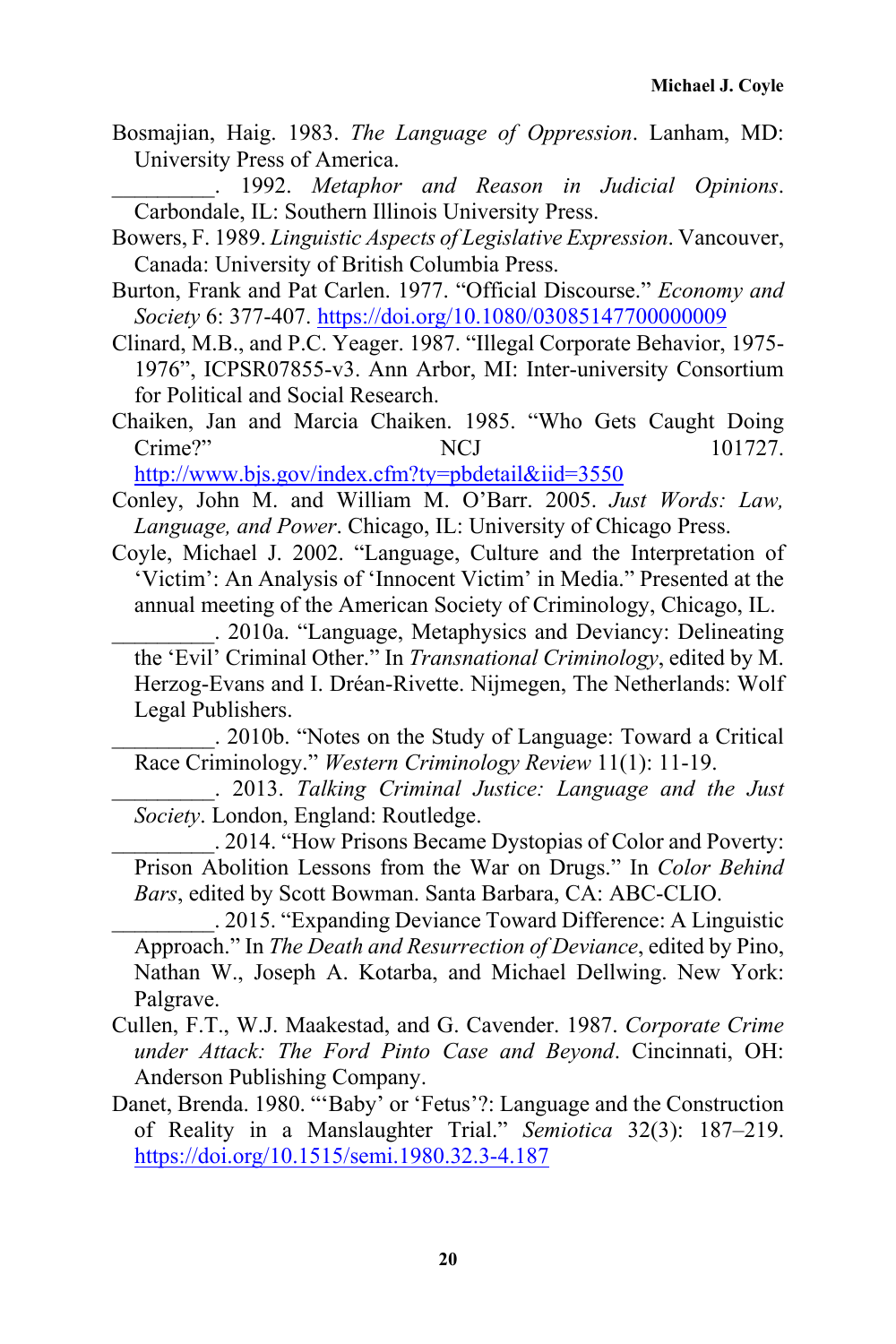Bosmajian, Haig. 1983. *The Language of Oppression*. Lanham, MD: University Press of America.

_________. 1992. *Metaphor and Reason in Judicial Opinions*. Carbondale, IL: Southern Illinois University Press.

Bowers, F. 1989. *Linguistic Aspects of Legislative Expression*. Vancouver, Canada: University of British Columbia Press.

Burton, Frank and Pat Carlen. 1977. "Official Discourse." *Economy and Society* 6: 377-407. https://doi.org/10.1080/03085147700000009

Clinard, M.B., and P.C. Yeager. 1987. "Illegal Corporate Behavior, 1975-1976", ICPSR07855-v3. Ann Arbor, MI: Inter-university Consortium for Political and Social Research.

Chaiken, Jan and Marcia Chaiken. 1985. "Who Gets Caught Doing Crime?" NCJ 101727. http://www.bjs.gov/index.cfm?ty=pbdetail&iid=3550

Conley, John M. and William M. O'Barr. 2005. *Just Words: Law, Language, and Power*. Chicago, IL: University of Chicago Press.

Coyle, Michael J. 2002. "Language, Culture and the Interpretation of 'Victim': An Analysis of 'Innocent Victim' in Media." Presented at the annual meeting of the American Society of Criminology, Chicago, IL.

_________. 2010a. "Language, Metaphysics and Deviancy: Delineating the 'Evil' Criminal Other." In *Transnational Criminology*, edited by M. Herzog-Evans and I. Dréan-Rivette. Nijmegen, The Netherlands: Wolf Legal Publishers.

_________. 2010b. "Notes on the Study of Language: Toward a Critical Race Criminology." *Western Criminology Review* 11(1): 11-19.

_________. 2013. *Talking Criminal Justice: Language and the Just Society*. London, England: Routledge.

_________. 2014. "How Prisons Became Dystopias of Color and Poverty: Prison Abolition Lessons from the War on Drugs." In *Color Behind Bars*, edited by Scott Bowman. Santa Barbara, CA: ABC-CLIO.

_________. 2015. "Expanding Deviance Toward Difference: A Linguistic Approach." In *The Death and Resurrection of Deviance*, edited by Pino, Nathan W., Joseph A. Kotarba, and Michael Dellwing. New York: Palgrave.

Cullen, F.T., W.J. Maakestad, and G. Cavender. 1987. *Corporate Crime under Attack: The Ford Pinto Case and Beyond*. Cincinnati, OH: Anderson Publishing Company.

Danet, Brenda. 1980. "'Baby' or 'Fetus'?: Language and the Construction of Reality in a Manslaughter Trial." *Semiotica* 32(3): 187–219. https://doi.org/10.1515/semi.1980.32.3-4.187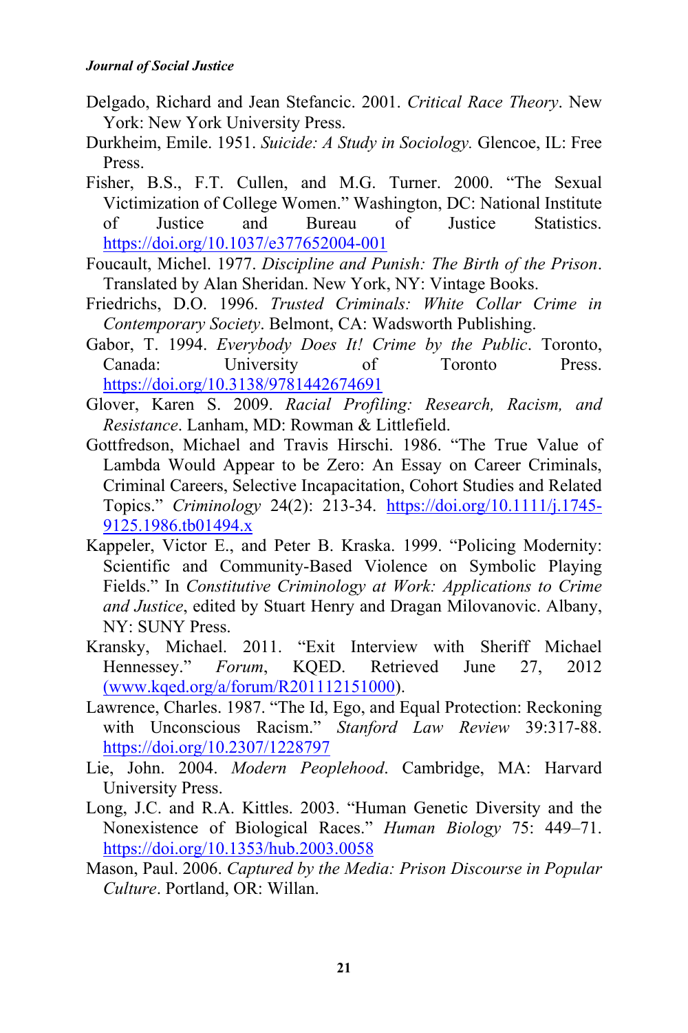Delgado, Richard and Jean Stefancic. 2001. *Critical Race Theory*. New York: New York University Press.

Durkheim, Emile. 1951. *Suicide: A Study in Sociology.* Glencoe, IL: Free Press.

Fisher, B.S., F.T. Cullen, and M.G. Turner. 2000. "The Sexual Victimization of College Women." Washington, DC: National Institute of Justice and Bureau of Justice Statistics. https://doi.org/10.1037/e377652004-001

Foucault, Michel. 1977. *Discipline and Punish: The Birth of the Prison*. Translated by Alan Sheridan. New York, NY: Vintage Books.

Friedrichs, D.O. 1996. *Trusted Criminals: White Collar Crime in Contemporary Society*. Belmont, CA: Wadsworth Publishing.

Gabor, T. 1994. *Everybody Does It! Crime by the Public*. Toronto, Canada: University of Toronto Press. https://doi.org/10.3138/9781442674691

Glover, Karen S. 2009. *Racial Profiling: Research, Racism, and Resistance*. Lanham, MD: Rowman & Littlefield.

Gottfredson, Michael and Travis Hirschi. 1986. "The True Value of Lambda Would Appear to be Zero: An Essay on Career Criminals, Criminal Careers, Selective Incapacitation, Cohort Studies and Related Topics." *Criminology* 24(2): 213-34. https://doi.org/10.1111/j.1745-9125.1986.tb01494.x

Kappeler, Victor E., and Peter B. Kraska. 1999. "Policing Modernity: Scientific and Community-Based Violence on Symbolic Playing Fields." In *Constitutive Criminology at Work: Applications to Crime and Justice*, edited by Stuart Henry and Dragan Milovanovic. Albany, NY: SUNY Press.

Kransky, Michael. 2011. "Exit Interview with Sheriff Michael Hennessey." *Forum*, KQED. Retrieved June 27, 2012 (www.kqed.org/a/forum/R201112151000).

Lawrence, Charles. 1987. "The Id, Ego, and Equal Protection: Reckoning with Unconscious Racism." *Stanford Law Review* 39:317-88. https://doi.org/10.2307/1228797

Lie, John. 2004. *Modern Peoplehood*. Cambridge, MA: Harvard University Press.

Long, J.C. and R.A. Kittles. 2003. "Human Genetic Diversity and the Nonexistence of Biological Races." *Human Biology* 75: 449–71. https://doi.org/10.1353/hub.2003.0058

Mason, Paul. 2006. *Captured by the Media: Prison Discourse in Popular Culture*. Portland, OR: Willan.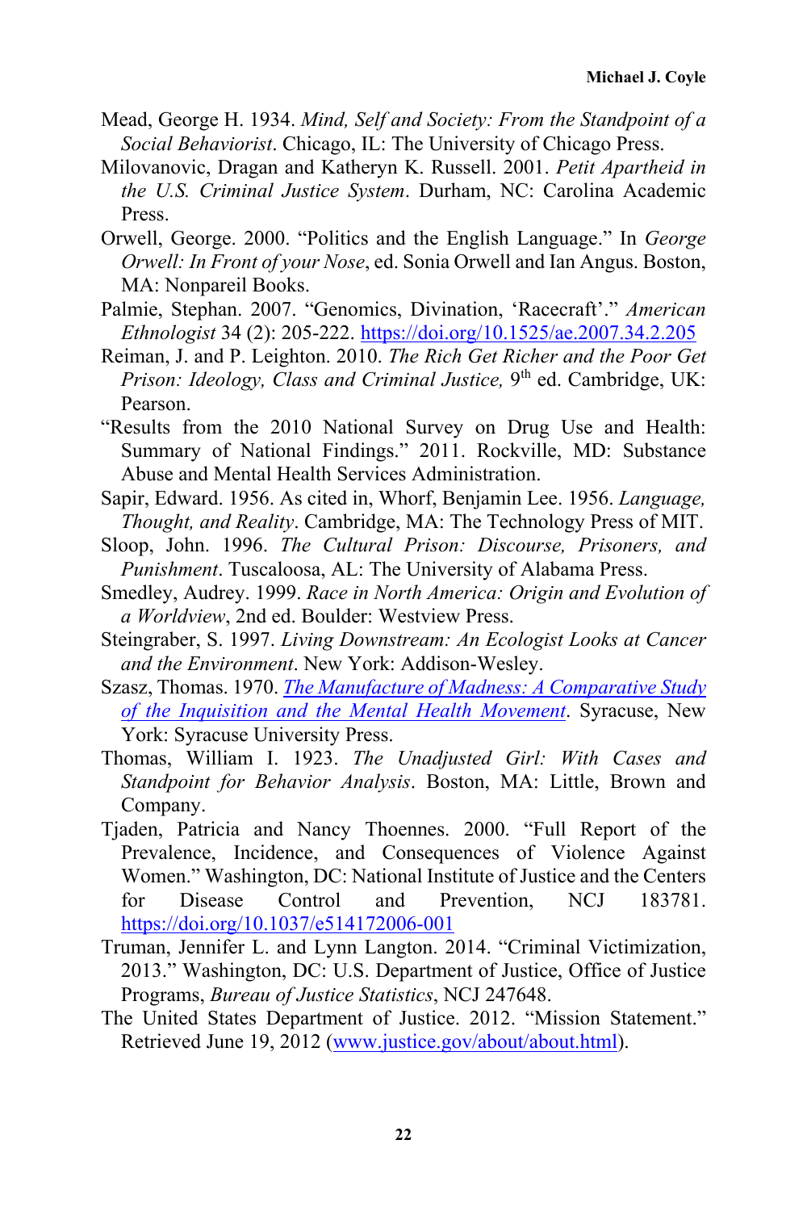Mead, George H. 1934. *Mind, Self and Society: From the Standpoint of a Social Behaviorist*. Chicago, IL: The University of Chicago Press.

Milovanovic, Dragan and Katheryn K. Russell. 2001. *Petit Apartheid in the U.S. Criminal Justice System*. Durham, NC: Carolina Academic Press.

Orwell, George. 2000. "Politics and the English Language." In *George Orwell: In Front of your Nose*, ed. Sonia Orwell and Ian Angus. Boston, MA: Nonpareil Books.

Palmie, Stephan. 2007. "Genomics, Divination, 'Racecraft'." *American Ethnologist* 34 (2): 205-222. https://doi.org/10.1525/ae.2007.34.2.205

Reiman, J. and P. Leighton. 2010. *The Rich Get Richer and the Poor Get Prison: Ideology, Class and Criminal Justice,* 9th ed. Cambridge, UK: Pearson.

"Results from the 2010 National Survey on Drug Use and Health: Summary of National Findings." 2011. Rockville, MD: Substance Abuse and Mental Health Services Administration.

Sapir, Edward. 1956. As cited in, Whorf, Benjamin Lee. 1956. *Language, Thought, and Reality*. Cambridge, MA: The Technology Press of MIT.

Sloop, John. 1996. *The Cultural Prison: Discourse, Prisoners, and Punishment*. Tuscaloosa, AL: The University of Alabama Press.

Smedley, Audrey. 1999. *Race in North America: Origin and Evolution of a Worldview*, 2nd ed. Boulder: Westview Press.

Steingraber, S. 1997. *Living Downstream: An Ecologist Looks at Cancer and the Environment*. New York: Addison-Wesley.

Szasz, Thomas. 1970. *The Manufacture of Madness: A Comparative Study of the Inquisition and the Mental Health Movement*. Syracuse, New York: Syracuse University Press.

Thomas, William I. 1923. *The Unadjusted Girl: With Cases and Standpoint for Behavior Analysis*. Boston, MA: Little, Brown and Company.

Tjaden, Patricia and Nancy Thoennes. 2000. "Full Report of the Prevalence, Incidence, and Consequences of Violence Against Women." Washington, DC: National Institute of Justice and the Centers for Disease Control and Prevention, NCJ 183781. https://doi.org/10.1037/e514172006-001

Truman, Jennifer L. and Lynn Langton. 2014. "Criminal Victimization, 2013." Washington, DC: U.S. Department of Justice, Office of Justice Programs, *Bureau of Justice Statistics*, NCJ 247648.

The United States Department of Justice. 2012. "Mission Statement." Retrieved June 19, 2012 (www.justice.gov/about/about.html).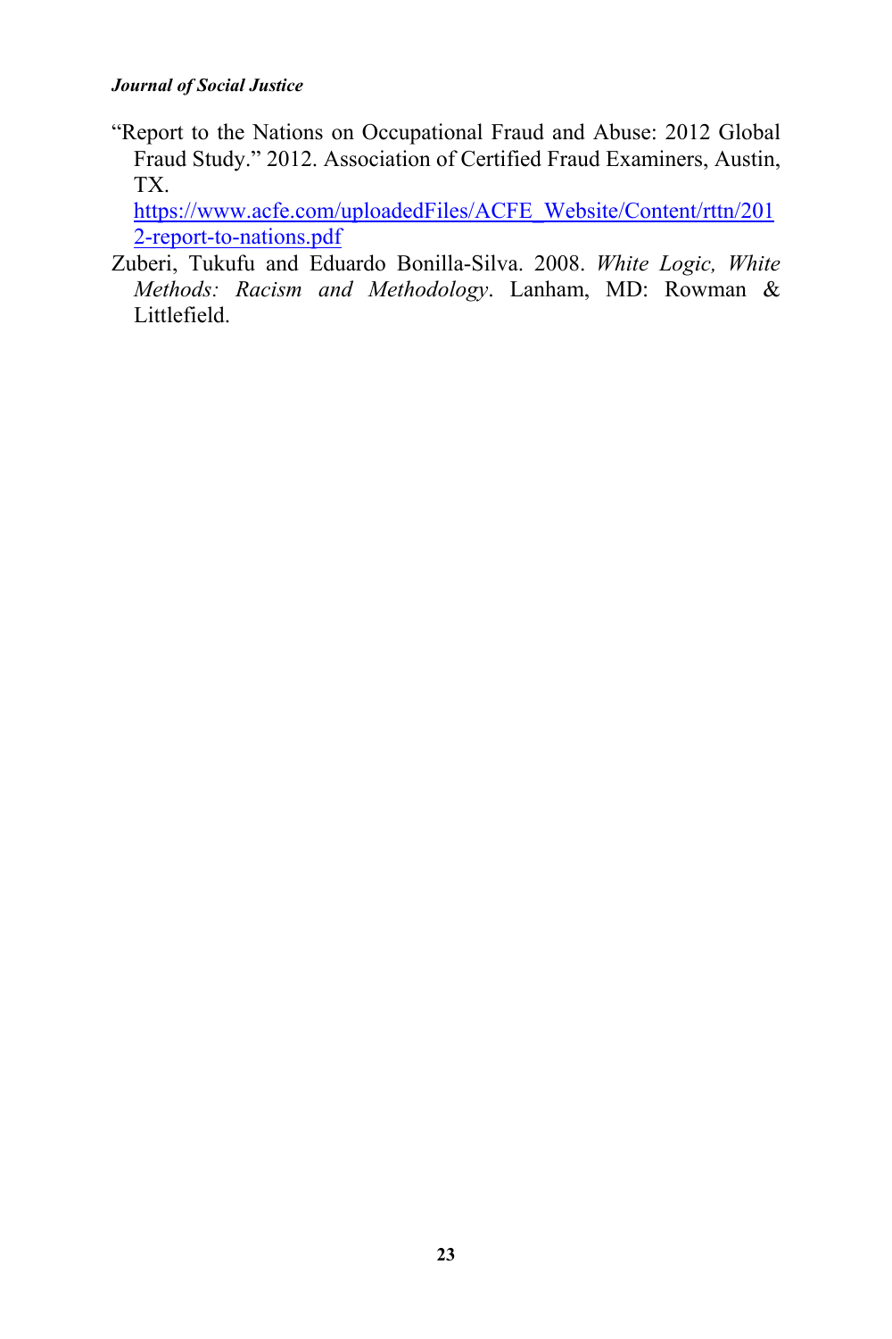"Report to the Nations on Occupational Fraud and Abuse: 2012 Global Fraud Study." 2012. Association of Certified Fraud Examiners, Austin, TX. https://www.acfe.com/uploadedFiles/ACFE_Website/Content/rttn/2012-report-to-nations.pdf

Zuberi, Tukufu and Eduardo Bonilla-Silva. 2008. *White Logic, White Methods: Racism and Methodology*. Lanham, MD: Rowman & Littlefield.